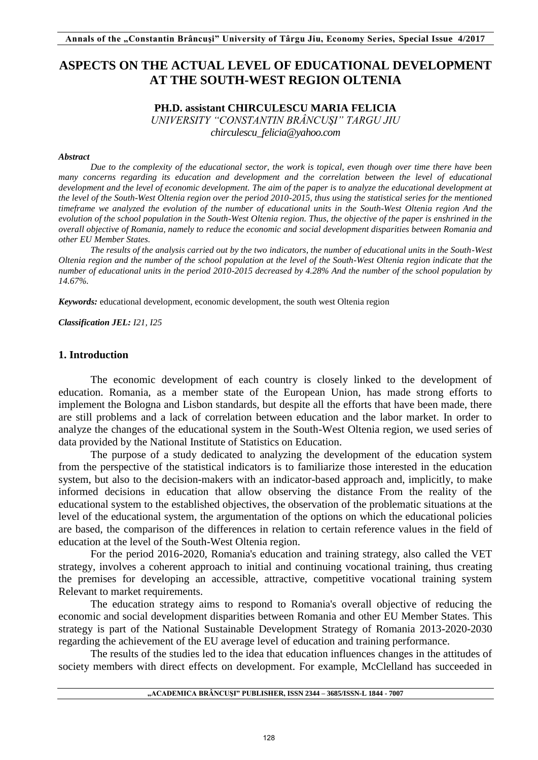# ASPECTS ON THE ACTUAL LEVEL OF EDUCATIONAL DEVELOPMENT AT THE SOUTH-WEST REGION OLTENIA

**PH.D. assistant CHIRCULESCU MARIA FELICIA**
*UNIVERSITY "CONSTANTIN BRÂNCUŞI" TARGU JIU*
*chirculescu_felicia@yahoo.com*

***Abstract***

*Due to the complexity of the educational sector, the work is topical, even though over time there have been many concerns regarding its education and development and the correlation between the level of educational development and the level of economic development. The aim of the paper is to analyze the educational development at the level of the South-West Oltenia region over the period 2010-2015, thus using the statistical series for the mentioned timeframe we analyzed the evolution of the number of educational units in the South-West Oltenia region And the evolution of the school population in the South-West Oltenia region. Thus, the objective of the paper is enshrined in the overall objective of Romania, namely to reduce the economic and social development disparities between Romania and other EU Member States.*

*The results of the analysis carried out by the two indicators, the number of educational units in the South-West Oltenia region and the number of the school population at the level of the South-West Oltenia region indicate that the number of educational units in the period 2010-2015 decreased by 4.28% And the number of the school population by 14.67%.*

***Keywords:*** educational development, economic development, the south west Oltenia region

***Classification JEL:*** *I21, I25*

## 1. Introduction

The economic development of each country is closely linked to the development of education. Romania, as a member state of the European Union, has made strong efforts to implement the Bologna and Lisbon standards, but despite all the efforts that have been made, there are still problems and a lack of correlation between education and the labor market. In order to analyze the changes of the educational system in the South-West Oltenia region, we used series of data provided by the National Institute of Statistics on Education.

The purpose of a study dedicated to analyzing the development of the education system from the perspective of the statistical indicators is to familiarize those interested in the education system, but also to the decision-makers with an indicator-based approach and, implicitly, to make informed decisions in education that allow observing the distance From the reality of the educational system to the established objectives, the observation of the problematic situations at the level of the educational system, the argumentation of the options on which the educational policies are based, the comparison of the differences in relation to certain reference values in the field of education at the level of the South-West Oltenia region.

For the period 2016-2020, Romania's education and training strategy, also called the VET strategy, involves a coherent approach to initial and continuing vocational training, thus creating the premises for developing an accessible, attractive, competitive vocational training system Relevant to market requirements.

The education strategy aims to respond to Romania's overall objective of reducing the economic and social development disparities between Romania and other EU Member States. This strategy is part of the National Sustainable Development Strategy of Romania 2013-2020-2030 regarding the achievement of the EU average level of education and training performance.

The results of the studies led to the idea that education influences changes in the attitudes of society members with direct effects on development. For example, McClelland has succeeded in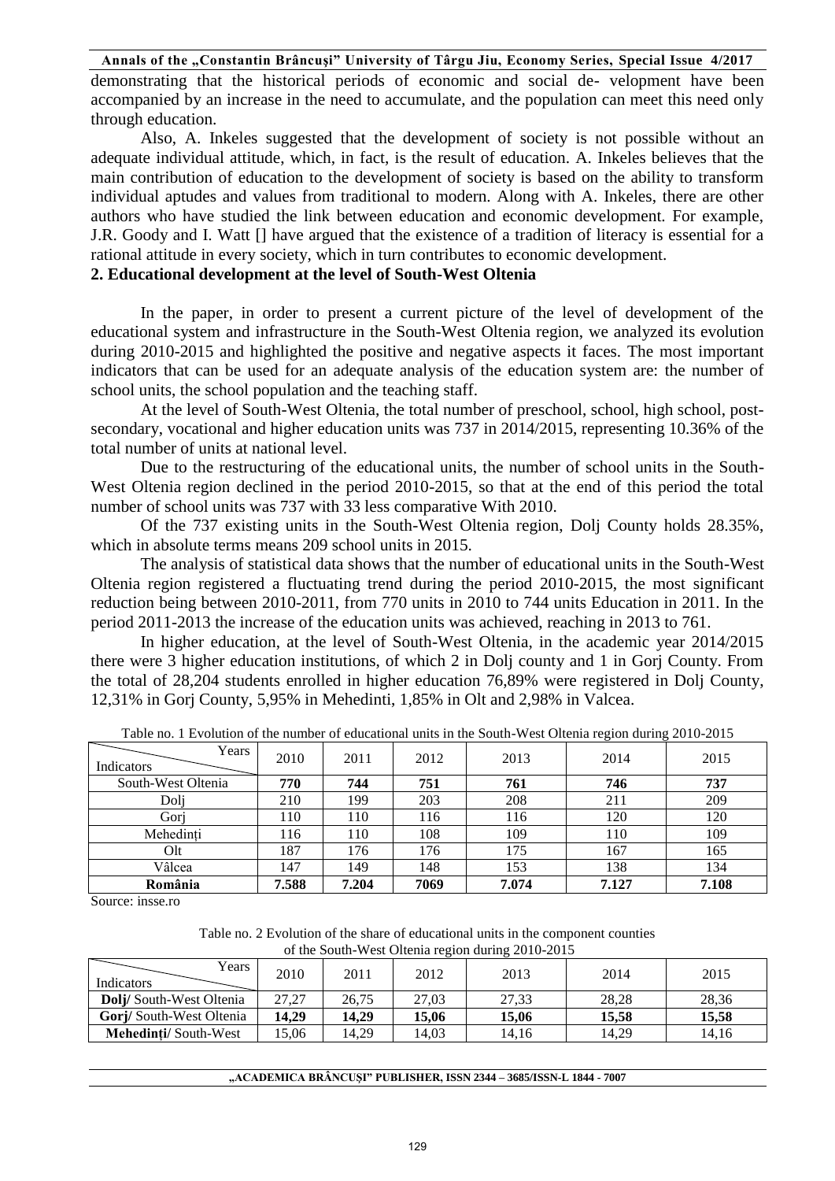demonstrating that the historical periods of economic and social de- velopment have been accompanied by an increase in the need to accumulate, and the population can meet this need only through education.

Also, A. Inkeles suggested that the development of society is not possible without an adequate individual attitude, which, in fact, is the result of education. A. Inkeles believes that the main contribution of education to the development of society is based on the ability to transform individual aptudes and values from traditional to modern. Along with A. Inkeles, there are other authors who have studied the link between education and economic development. For example, J.R. Goody and I. Watt [] have argued that the existence of a tradition of literacy is essential for a rational attitude in every society, which in turn contributes to economic development.

## 2. Educational development at the level of South-West Oltenia

In the paper, in order to present a current picture of the level of development of the educational system and infrastructure in the South-West Oltenia region, we analyzed its evolution during 2010-2015 and highlighted the positive and negative aspects it faces. The most important indicators that can be used for an adequate analysis of the education system are: the number of school units, the school population and the teaching staff.

At the level of South-West Oltenia, the total number of preschool, school, high school, post-secondary, vocational and higher education units was 737 in 2014/2015, representing 10.36% of the total number of units at national level.

Due to the restructuring of the educational units, the number of school units in the South-West Oltenia region declined in the period 2010-2015, so that at the end of this period the total number of school units was 737 with 33 less comparative With 2010.

Of the 737 existing units in the South-West Oltenia region, Dolj County holds 28.35%, which in absolute terms means 209 school units in 2015.

The analysis of statistical data shows that the number of educational units in the South-West Oltenia region registered a fluctuating trend during the period 2010-2015, the most significant reduction being between 2010-2011, from 770 units in 2010 to 744 units Education in 2011. In the period 2011-2013 the increase of the education units was achieved, reaching in 2013 to 761.

In higher education, at the level of South-West Oltenia, in the academic year 2014/2015 there were 3 higher education institutions, of which 2 in Dolj county and 1 in Gorj County. From the total of 28,204 students enrolled in higher education 76,89% were registered in Dolj County, 12,31% in Gorj County, 5,95% in Mehedinti, 1,85% in Olt and 2,98% in Valcea.

Table no. 1 Evolution of the number of educational units in the South-West Oltenia region during 2010-2015

| Indicators / Years | 2010 | 2011 | 2012 | 2013 | 2014 | 2015 |
|---|---|---|---|---|---|---|
| South-West Oltenia | **770** | **744** | **751** | **761** | **746** | **737** |
| Dolj | 210 | 199 | 203 | 208 | 211 | 209 |
| Gorj | 110 | 110 | 116 | 116 | 120 | 120 |
| Mehedinți | 116 | 110 | 108 | 109 | 110 | 109 |
| Olt | 187 | 176 | 176 | 175 | 167 | 165 |
| Vâlcea | 147 | 149 | 148 | 153 | 138 | 134 |
| **România** | **7.588** | **7.204** | **7069** | **7.074** | **7.127** | **7.108** |

Source: insse.ro

Table no. 2 Evolution of the share of educational units in the component counties of the South-West Oltenia region during 2010-2015

| Indicators / Years | 2010 | 2011 | 2012 | 2013 | 2014 | 2015 |
|---|---|---|---|---|---|---|
| **Dolj**/ South-West Oltenia | 27,27 | 26,75 | 27,03 | 27,33 | 28,28 | 28,36 |
| **Gorj**/ South-West Oltenia | **14,29** | **14,29** | **15,06** | **15,06** | **15,58** | **15,58** |
| **Mehedinți**/ South-West | 15,06 | 14,29 | 14,03 | 14,16 | 14,29 | 14,16 |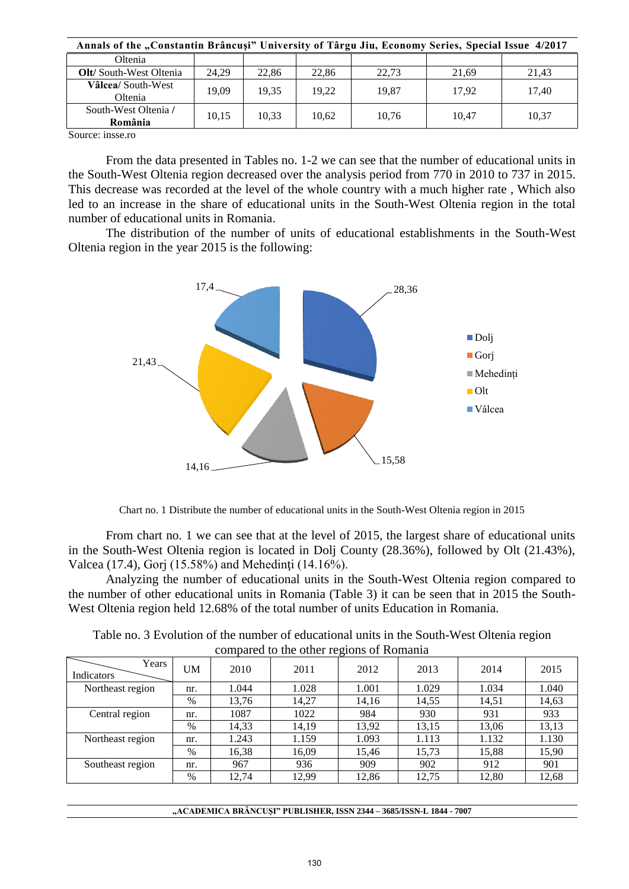| Oltenia | | | | | | |
|---|---|---|---|---|---|---|
| **Olt**/ South-West Oltenia | 24,29 | 22,86 | 22,86 | 22,73 | 21,69 | 21,43 |
| **Vâlcea**/ South-West Oltenia | 19,09 | 19,35 | 19,22 | 19,87 | 17,92 | 17,40 |
| South-West Oltenia / **România** | 10,15 | 10,33 | 10,62 | 10,76 | 10,47 | 10,37 |

Source: insse.ro

From the data presented in Tables no. 1-2 we can see that the number of educational units in the South-West Oltenia region decreased over the analysis period from 770 in 2010 to 737 in 2015. This decrease was recorded at the level of the whole country with a much higher rate , Which also led to an increase in the share of educational units in the South-West Oltenia region in the total number of educational units in Romania.

The distribution of the number of units of educational establishments in the South-West Oltenia region in the year 2015 is the following:

Chart no. 1 Distribute the number of educational units in the South-West Oltenia region in 2015

From chart no. 1 we can see that at the level of 2015, the largest share of educational units in the South-West Oltenia region is located in Dolj County (28.36%), followed by Olt (21.43%), Valcea (17.4), Gorj (15.58%) and Mehedinți (14.16%).

Analyzing the number of educational units in the South-West Oltenia region compared to the number of other educational units in Romania (Table 3) it can be seen that in 2015 the South-West Oltenia region held 12.68% of the total number of units Education in Romania.

Table no. 3 Evolution of the number of educational units in the South-West Oltenia region compared to the other regions of Romania

| Indicators / Years | UM | 2010 | 2011 | 2012 | 2013 | 2014 | 2015 |
|---|---|---|---|---|---|---|---|
| Northeast region | nr. | 1.044 | 1.028 | 1.001 | 1.029 | 1.034 | 1.040 |
| | % | 13,76 | 14,27 | 14,16 | 14,55 | 14,51 | 14,63 |
| Central region | nr. | 1087 | 1022 | 984 | 930 | 931 | 933 |
| | % | 14,33 | 14,19 | 13,92 | 13,15 | 13,06 | 13,13 |
| Northeast region | nr. | 1.243 | 1.159 | 1.093 | 1.113 | 1.132 | 1.130 |
| | % | 16,38 | 16,09 | 15,46 | 15,73 | 15,88 | 15,90 |
| Southeast region | nr. | 967 | 936 | 909 | 902 | 912 | 901 |
| | % | 12,74 | 12,99 | 12,86 | 12,75 | 12,80 | 12,68 |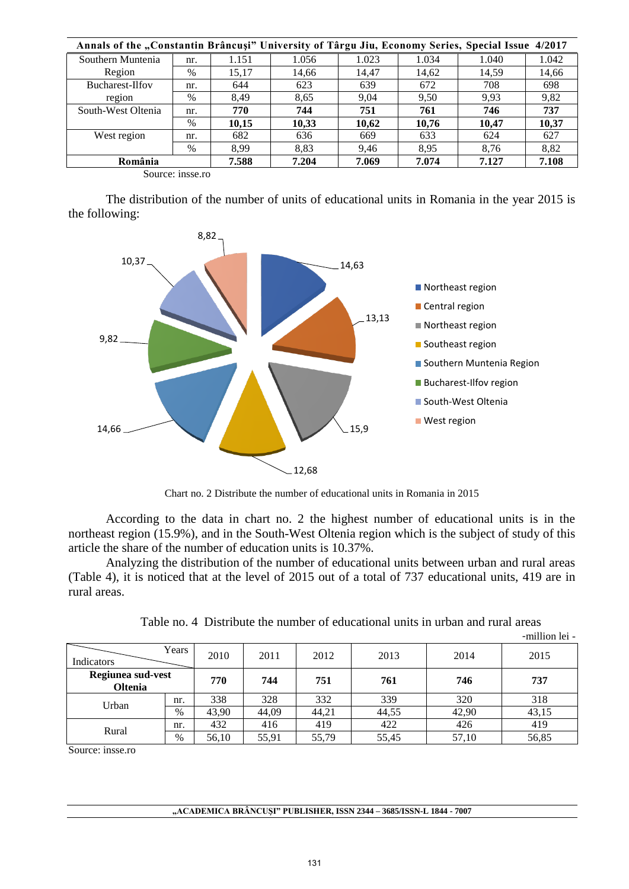| | | | | | | | |
|---|---|---|---|---|---|---|---|
| Southern Muntenia Region | nr. | 1.151 | 1.056 | 1.023 | 1.034 | 1.040 | 1.042 |
| | % | 15,17 | 14,66 | 14,47 | 14,62 | 14,59 | 14,66 |
| Bucharest-Ilfov region | nr. | 644 | 623 | 639 | 672 | 708 | 698 |
| | % | 8,49 | 8,65 | 9,04 | 9,50 | 9,93 | 9,82 |
| South-West Oltenia | nr. | **770** | **744** | **751** | **761** | **746** | **737** |
| | % | **10,15** | **10,33** | **10,62** | **10,76** | **10,47** | **10,37** |
| West region | nr. | 682 | 636 | 669 | 633 | 624 | 627 |
| | % | 8,99 | 8,83 | 9,46 | 8,95 | 8,76 | 8,82 |
| **România** | | **7.588** | **7.204** | **7.069** | **7.074** | **7.127** | **7.108** |

Source: insse.ro

The distribution of the number of units of educational units in Romania in the year 2015 is the following:

Chart no. 2 Distribute the number of educational units in Romania in 2015

According to the data in chart no. 2 the highest number of educational units is in the northeast region (15.9%), and in the South-West Oltenia region which is the subject of study of this article the share of the number of education units is 10.37%.

Analyzing the distribution of the number of educational units between urban and rural areas (Table 4), it is noticed that at the level of 2015 out of a total of 737 educational units, 419 are in rural areas.

Table no. 4 Distribute the number of educational units in urban and rural areas

-million lei -

| Indicators / Years | | 2010 | 2011 | 2012 | 2013 | 2014 | 2015 |
|---|---|---|---|---|---|---|---|
| **Regiunea sud-vest Oltenia** | | **770** | **744** | **751** | **761** | **746** | **737** |
| Urban | nr. | 338 | 328 | 332 | 339 | 320 | 318 |
| | % | 43,90 | 44,09 | 44,21 | 44,55 | 42,90 | 43,15 |
| Rural | nr. | 432 | 416 | 419 | 422 | 426 | 419 |
| | % | 56,10 | 55,91 | 55,79 | 55,45 | 57,10 | 56,85 |

Source: insse.ro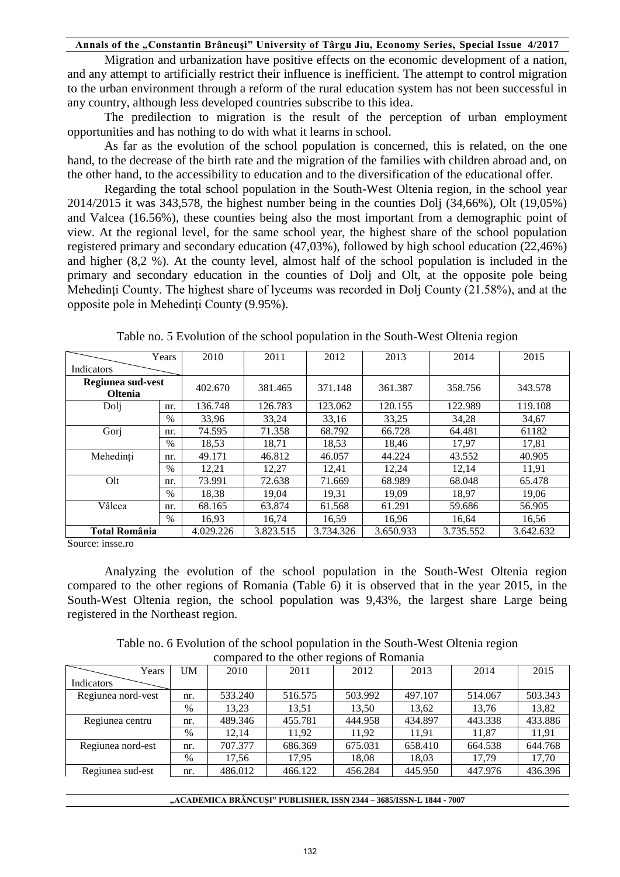Migration and urbanization have positive effects on the economic development of a nation, and any attempt to artificially restrict their influence is inefficient. The attempt to control migration to the urban environment through a reform of the rural education system has not been successful in any country, although less developed countries subscribe to this idea.

The predilection to migration is the result of the perception of urban employment opportunities and has nothing to do with what it learns in school.

As far as the evolution of the school population is concerned, this is related, on the one hand, to the decrease of the birth rate and the migration of the families with children abroad and, on the other hand, to the accessibility to education and to the diversification of the educational offer.

Regarding the total school population in the South-West Oltenia region, in the school year 2014/2015 it was 343,578, the highest number being in the counties Dolj (34,66%), Olt (19,05%) and Valcea (16.56%), these counties being also the most important from a demographic point of view. At the regional level, for the same school year, the highest share of the school population registered primary and secondary education (47,03%), followed by high school education (22,46%) and higher (8,2 %). At the county level, almost half of the school population is included in the primary and secondary education in the counties of Dolj and Olt, at the opposite pole being Mehedinţi County. The highest share of lyceums was recorded in Dolj County (21.58%), and at the opposite pole in Mehedinţi County (9.95%).

Table no. 5 Evolution of the school population in the South-West Oltenia region

| Indicators \ Years | | 2010 | 2011 | 2012 | 2013 | 2014 | 2015 |
|---|---|---|---|---|---|---|---|
| **Regiunea sud-vest Oltenia** | | 402.670 | 381.465 | 371.148 | 361.387 | 358.756 | 343.578 |
| Dolj | nr. | 136.748 | 126.783 | 123.062 | 120.155 | 122.989 | 119.108 |
| | % | 33,96 | 33,24 | 33,16 | 33,25 | 34,28 | 34,67 |
| Gorj | nr. | 74.595 | 71.358 | 68.792 | 66.728 | 64.481 | 61182 |
| | % | 18,53 | 18,71 | 18,53 | 18,46 | 17,97 | 17,81 |
| Mehedinți | nr. | 49.171 | 46.812 | 46.057 | 44.224 | 43.552 | 40.905 |
| | % | 12,21 | 12,27 | 12,41 | 12,24 | 12,14 | 11,91 |
| Olt | nr. | 73.991 | 72.638 | 71.669 | 68.989 | 68.048 | 65.478 |
| | % | 18,38 | 19,04 | 19,31 | 19,09 | 18,97 | 19,06 |
| Vâlcea | nr. | 68.165 | 63.874 | 61.568 | 61.291 | 59.686 | 56.905 |
| | % | 16,93 | 16,74 | 16,59 | 16,96 | 16,64 | 16,56 |
| **Total România** | | 4.029.226 | 3.823.515 | 3.734.326 | 3.650.933 | 3.735.552 | 3.642.632 |

Source: insse.ro

Analyzing the evolution of the school population in the South-West Oltenia region compared to the other regions of Romania (Table 6) it is observed that in the year 2015, in the South-West Oltenia region, the school population was 9,43%, the largest share Large being registered in the Northeast region.

Table no. 6 Evolution of the school population in the South-West Oltenia region compared to the other regions of Romania

| Indicators \ Years | UM | 2010 | 2011 | 2012 | 2013 | 2014 | 2015 |
|---|---|---|---|---|---|---|---|
| Regiunea nord-vest | nr. | 533.240 | 516.575 | 503.992 | 497.107 | 514.067 | 503.343 |
| | % | 13,23 | 13,51 | 13,50 | 13,62 | 13,76 | 13,82 |
| Regiunea centru | nr. | 489.346 | 455.781 | 444.958 | 434.897 | 443.338 | 433.886 |
| | % | 12,14 | 11,92 | 11,92 | 11,91 | 11,87 | 11,91 |
| Regiunea nord-est | nr. | 707.377 | 686.369 | 675.031 | 658.410 | 664.538 | 644.768 |
| | % | 17,56 | 17,95 | 18,08 | 18,03 | 17,79 | 17,70 |
| Regiunea sud-est | nr. | 486.012 | 466.122 | 456.284 | 445.950 | 447.976 | 436.396 |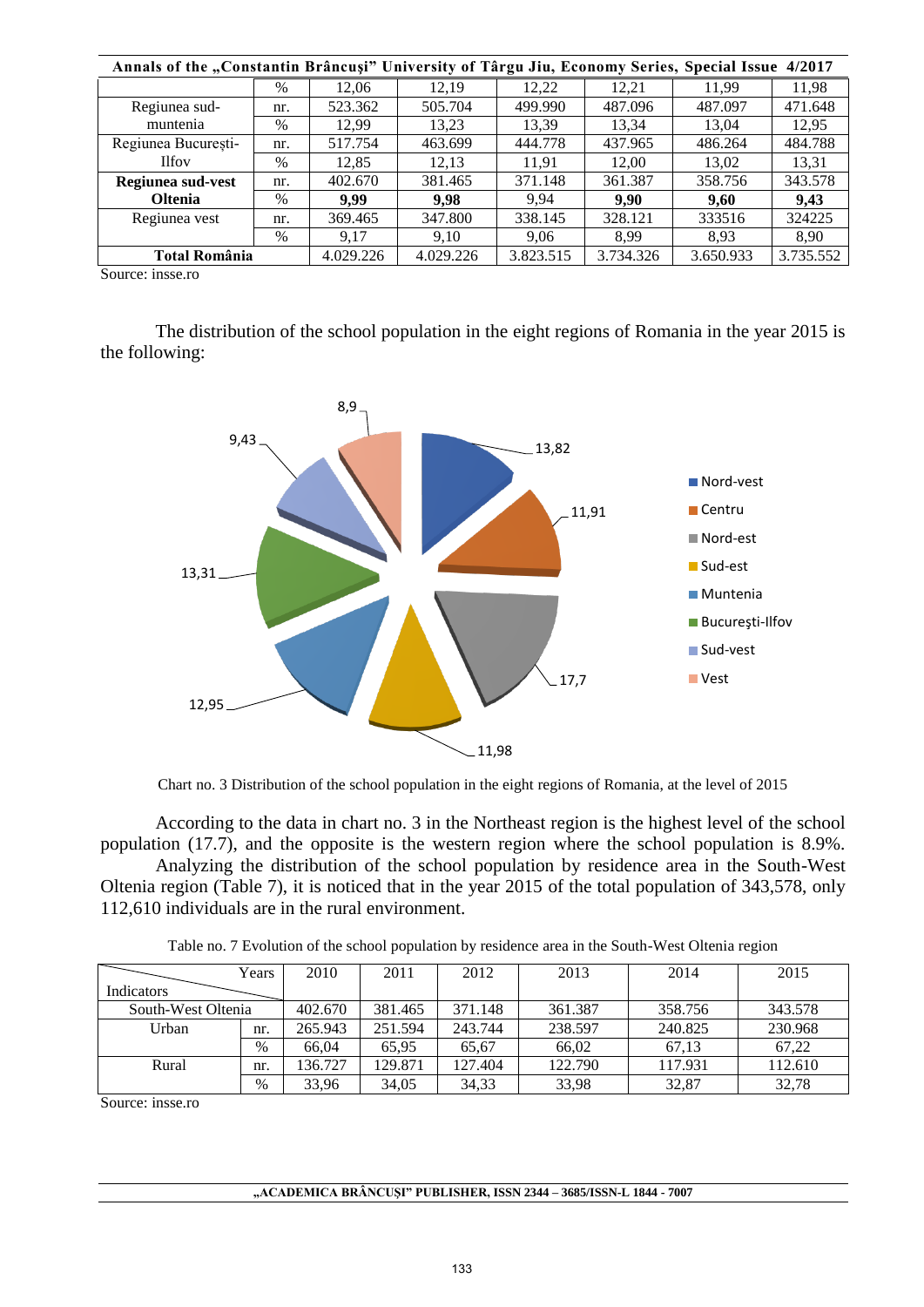| | | | | | | | |
|---|---|---|---|---|---|---|---|
| | % | 12,06 | 12,19 | 12,22 | 12,21 | 11,99 | 11,98 |
| Regiunea sud-muntenia | nr. | 523.362 | 505.704 | 499.990 | 487.096 | 487.097 | 471.648 |
| | % | 12,99 | 13,23 | 13,39 | 13,34 | 13,04 | 12,95 |
| Regiunea București-Ilfov | nr. | 517.754 | 463.699 | 444.778 | 437.965 | 486.264 | 484.788 |
| | % | 12,85 | 12,13 | 11,91 | 12,00 | 13,02 | 13,31 |
| **Regiunea sud-vest Oltenia** | nr. | 402.670 | 381.465 | 371.148 | 361.387 | 358.756 | 343.578 |
| | % | **9,99** | **9,98** | 9,94 | **9,90** | **9,60** | **9,43** |
| Regiunea vest | nr. | 369.465 | 347.800 | 338.145 | 328.121 | 333516 | 324225 |
| | % | 9,17 | 9,10 | 9,06 | 8,99 | 8,93 | 8,90 |
| **Total România** | | 4.029.226 | 4.029.226 | 3.823.515 | 3.734.326 | 3.650.933 | 3.735.552 |

Source: insse.ro

The distribution of the school population in the eight regions of Romania in the year 2015 is the following:

Chart no. 3 Distribution of the school population in the eight regions of Romania, at the level of 2015

According to the data in chart no. 3 in the Northeast region is the highest level of the school population (17.7), and the opposite is the western region where the school population is 8.9%.

Analyzing the distribution of the school population by residence area in the South-West Oltenia region (Table 7), it is noticed that in the year 2015 of the total population of 343,578, only 112,610 individuals are in the rural environment.

Table no. 7 Evolution of the school population by residence area in the South-West Oltenia region

| Indicators / Years | | 2010 | 2011 | 2012 | 2013 | 2014 | 2015 |
|---|---|---|---|---|---|---|---|
| South-West Oltenia | | 402.670 | 381.465 | 371.148 | 361.387 | 358.756 | 343.578 |
| Urban | nr. | 265.943 | 251.594 | 243.744 | 238.597 | 240.825 | 230.968 |
| | % | 66,04 | 65,95 | 65,67 | 66,02 | 67,13 | 67,22 |
| Rural | nr. | 136.727 | 129.871 | 127.404 | 122.790 | 117.931 | 112.610 |
| | % | 33,96 | 34,05 | 34,33 | 33,98 | 32,87 | 32,78 |

Source: insse.ro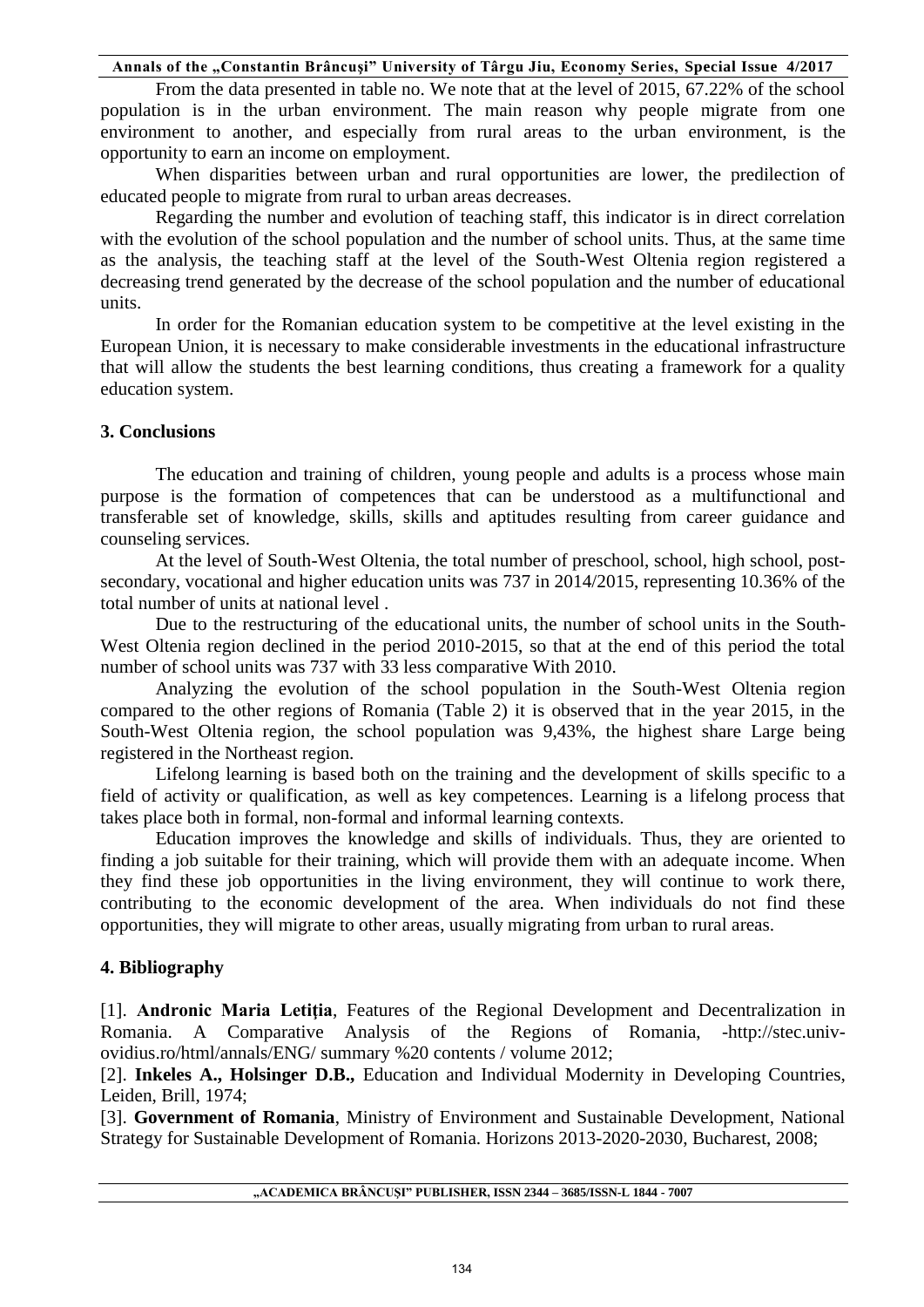From the data presented in table no. We note that at the level of 2015, 67.22% of the school population is in the urban environment. The main reason why people migrate from one environment to another, and especially from rural areas to the urban environment, is the opportunity to earn an income on employment.

When disparities between urban and rural opportunities are lower, the predilection of educated people to migrate from rural to urban areas decreases.

Regarding the number and evolution of teaching staff, this indicator is in direct correlation with the evolution of the school population and the number of school units. Thus, at the same time as the analysis, the teaching staff at the level of the South-West Oltenia region registered a decreasing trend generated by the decrease of the school population and the number of educational units.

In order for the Romanian education system to be competitive at the level existing in the European Union, it is necessary to make considerable investments in the educational infrastructure that will allow the students the best learning conditions, thus creating a framework for a quality education system.

## 3. Conclusions

The education and training of children, young people and adults is a process whose main purpose is the formation of competences that can be understood as a multifunctional and transferable set of knowledge, skills, skills and aptitudes resulting from career guidance and counseling services.

At the level of South-West Oltenia, the total number of preschool, school, high school, post-secondary, vocational and higher education units was 737 in 2014/2015, representing 10.36% of the total number of units at national level .

Due to the restructuring of the educational units, the number of school units in the South-West Oltenia region declined in the period 2010-2015, so that at the end of this period the total number of school units was 737 with 33 less comparative With 2010.

Analyzing the evolution of the school population in the South-West Oltenia region compared to the other regions of Romania (Table 2) it is observed that in the year 2015, in the South-West Oltenia region, the school population was 9,43%, the highest share Large being registered in the Northeast region.

Lifelong learning is based both on the training and the development of skills specific to a field of activity or qualification, as well as key competences. Learning is a lifelong process that takes place both in formal, non-formal and informal learning contexts.

Education improves the knowledge and skills of individuals. Thus, they are oriented to finding a job suitable for their training, which will provide them with an adequate income. When they find these job opportunities in the living environment, they will continue to work there, contributing to the economic development of the area. When individuals do not find these opportunities, they will migrate to other areas, usually migrating from urban to rural areas.

## 4. Bibliography

[1]. **Andronic Maria Letiția**, Features of the Regional Development and Decentralization in Romania. A Comparative Analysis of the Regions of Romania, -http://stec.univ-ovidius.ro/html/annals/ENG/ summary %20 contents / volume 2012;

[2]. **Inkeles A., Holsinger D.B.,** Education and Individual Modernity in Developing Countries, Leiden, Brill, 1974;

[3]. **Government of Romania**, Ministry of Environment and Sustainable Development, National Strategy for Sustainable Development of Romania. Horizons 2013-2020-2030, Bucharest, 2008;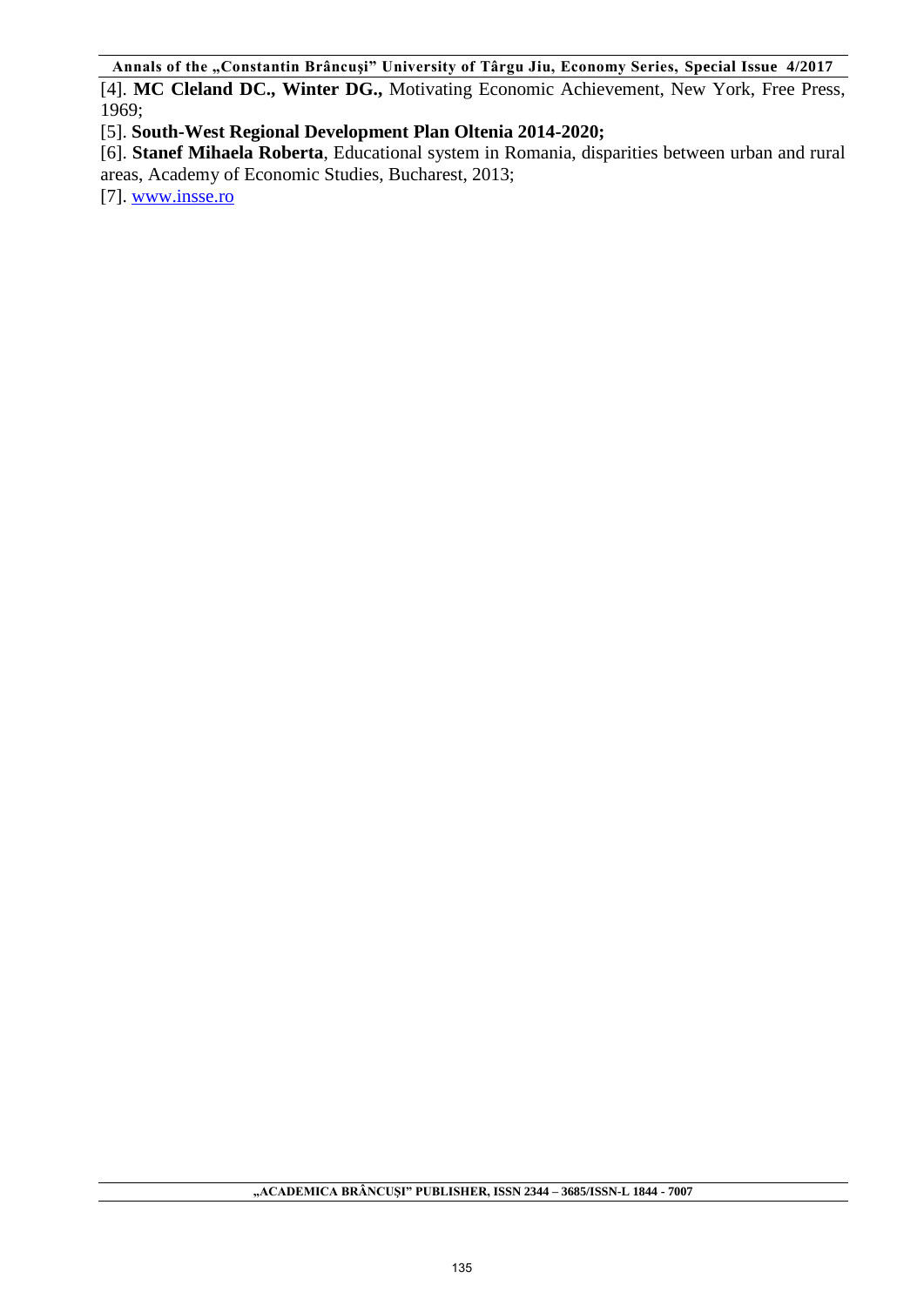[4]. **MC Cleland DC., Winter DG.,** Motivating Economic Achievement, New York, Free Press, 1969;

[5]. **South-West Regional Development Plan Oltenia 2014-2020;**

[6]. **Stanef Mihaela Roberta**, Educational system in Romania, disparities between urban and rural areas, Academy of Economic Studies, Bucharest, 2013;

[7]. www.insse.ro